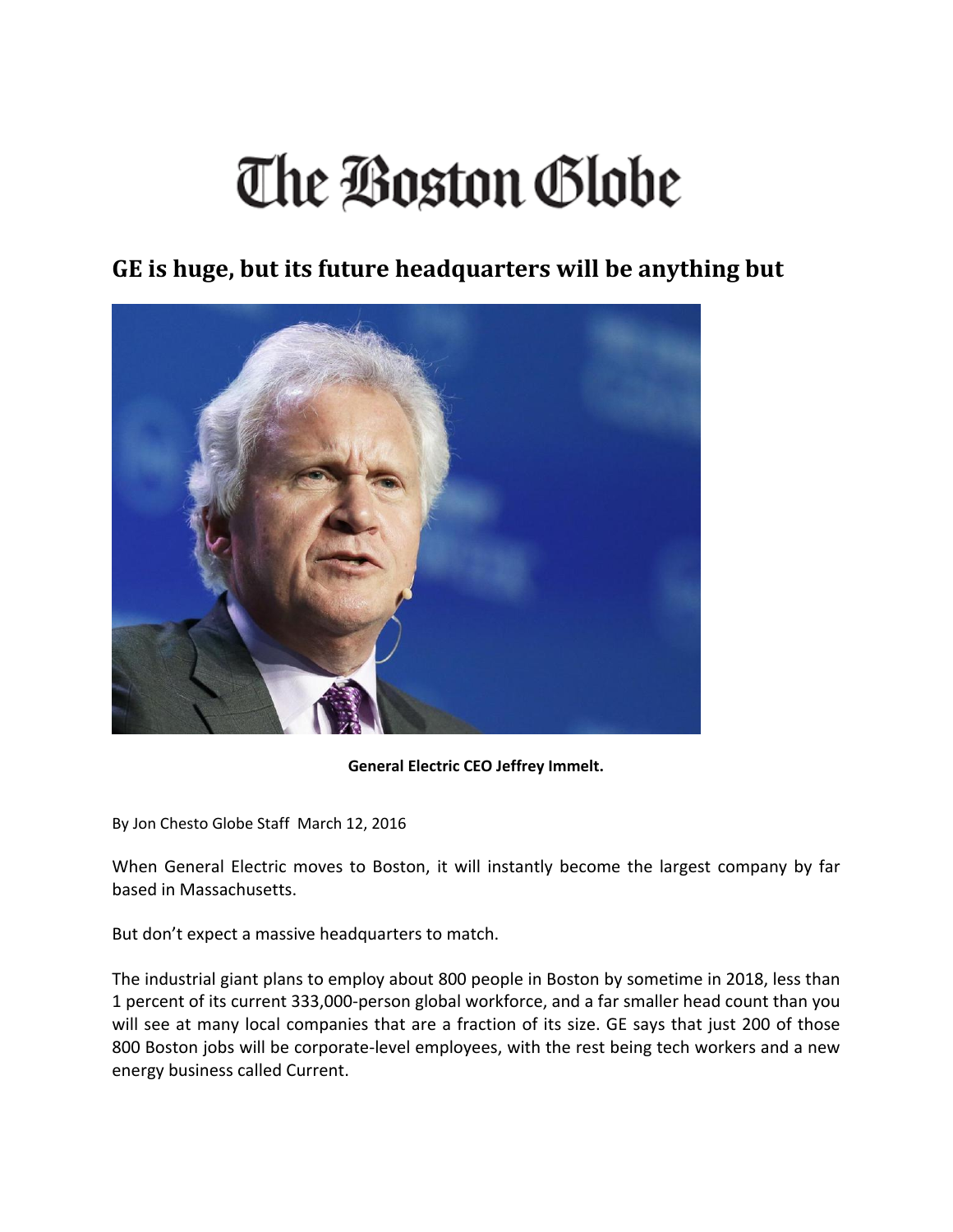# The Boston Globe

## GE is huge, but its future headquarters will be anything but

**General Electric CEO Jeffrey Immelt.**

By Jon Chesto Globe Staff March 12, 2016

When General Electric moves to Boston, it will instantly become the largest company by far based in Massachusetts.

But don't expect a massive headquarters to match.

The industrial giant plans to employ about 800 people in Boston by sometime in 2018, less than 1 percent of its current 333,000-person global workforce, and a far smaller head count than you will see at many local companies that are a fraction of its size. GE says that just 200 of those 800 Boston jobs will be corporate-level employees, with the rest being tech workers and a new energy business called Current.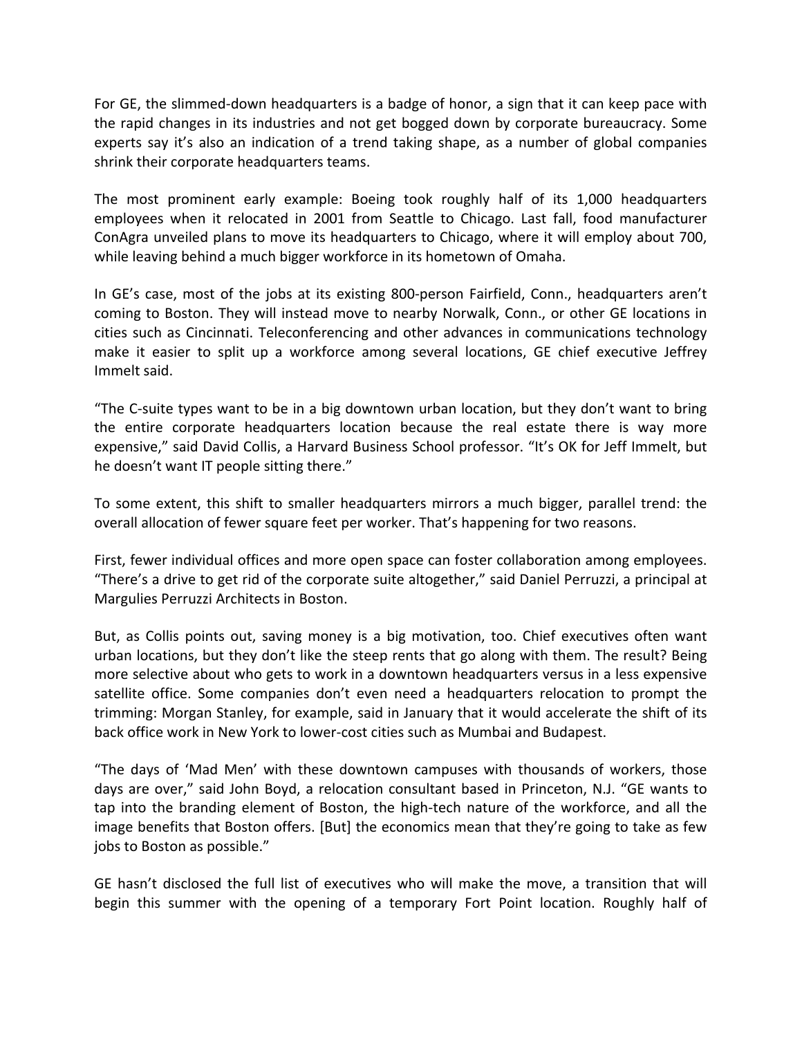For GE, the slimmed-down headquarters is a badge of honor, a sign that it can keep pace with the rapid changes in its industries and not get bogged down by corporate bureaucracy. Some experts say it's also an indication of a trend taking shape, as a number of global companies shrink their corporate headquarters teams.

The most prominent early example: Boeing took roughly half of its 1,000 headquarters employees when it relocated in 2001 from Seattle to Chicago. Last fall, food manufacturer ConAgra unveiled plans to move its headquarters to Chicago, where it will employ about 700, while leaving behind a much bigger workforce in its hometown of Omaha.

In GE's case, most of the jobs at its existing 800-person Fairfield, Conn., headquarters aren't coming to Boston. They will instead move to nearby Norwalk, Conn., or other GE locations in cities such as Cincinnati. Teleconferencing and other advances in communications technology make it easier to split up a workforce among several locations, GE chief executive Jeffrey Immelt said.

"The C-suite types want to be in a big downtown urban location, but they don't want to bring the entire corporate headquarters location because the real estate there is way more expensive," said David Collis, a Harvard Business School professor. "It's OK for Jeff Immelt, but he doesn't want IT people sitting there."

To some extent, this shift to smaller headquarters mirrors a much bigger, parallel trend: the overall allocation of fewer square feet per worker. That's happening for two reasons.

First, fewer individual offices and more open space can foster collaboration among employees. "There's a drive to get rid of the corporate suite altogether," said Daniel Perruzzi, a principal at Margulies Perruzzi Architects in Boston.

But, as Collis points out, saving money is a big motivation, too. Chief executives often want urban locations, but they don't like the steep rents that go along with them. The result? Being more selective about who gets to work in a downtown headquarters versus in a less expensive satellite office. Some companies don't even need a headquarters relocation to prompt the trimming: Morgan Stanley, for example, said in January that it would accelerate the shift of its back office work in New York to lower-cost cities such as Mumbai and Budapest.

"The days of 'Mad Men' with these downtown campuses with thousands of workers, those days are over," said John Boyd, a relocation consultant based in Princeton, N.J. "GE wants to tap into the branding element of Boston, the high-tech nature of the workforce, and all the image benefits that Boston offers. [But] the economics mean that they're going to take as few jobs to Boston as possible."

GE hasn't disclosed the full list of executives who will make the move, a transition that will begin this summer with the opening of a temporary Fort Point location. Roughly half of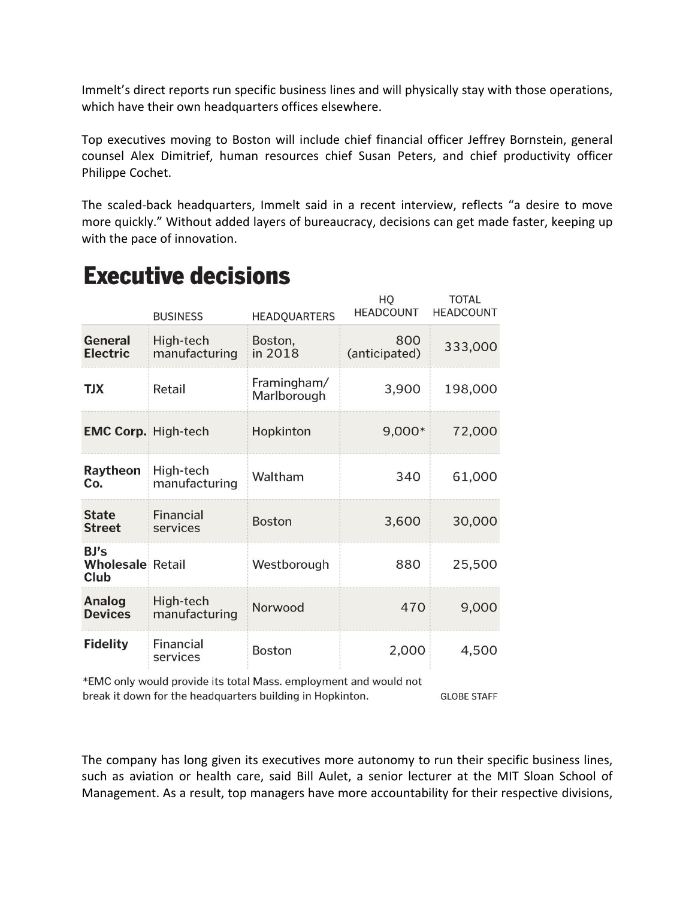Immelt's direct reports run specific business lines and will physically stay with those operations, which have their own headquarters offices elsewhere.

Top executives moving to Boston will include chief financial officer Jeffrey Bornstein, general counsel Alex Dimitrief, human resources chief Susan Peters, and chief productivity officer Philippe Cochet.

The scaled-back headquarters, Immelt said in a recent interview, reflects "a desire to move more quickly." Without added layers of bureaucracy, decisions can get made faster, keeping up with the pace of innovation.

## Executive decisions

| | BUSINESS | HEADQUARTERS | HQ HEADCOUNT | TOTAL HEADCOUNT |
|---|---|---|---|---|
| **General Electric** | High-tech manufacturing | Boston, in 2018 | 800 (anticipated) | 333,000 |
| **TJX** | Retail | Framingham/ Marlborough | 3,900 | 198,000 |
| **EMC Corp.** | High-tech | Hopkinton | 9,000* | 72,000 |
| **Raytheon Co.** | High-tech manufacturing | Waltham | 340 | 61,000 |
| **State Street** | Financial services | Boston | 3,600 | 30,000 |
| **BJ's Wholesale Club** | Retail | Westborough | 880 | 25,500 |
| **Analog Devices** | High-tech manufacturing | Norwood | 470 | 9,000 |
| **Fidelity** | Financial services | Boston | 2,000 | 4,500 |

*EMC only would provide its total Mass. employment and would not break it down for the headquarters building in Hopkinton.

GLOBE STAFF

The company has long given its executives more autonomy to run their specific business lines, such as aviation or health care, said Bill Aulet, a senior lecturer at the MIT Sloan School of Management. As a result, top managers have more accountability for their respective divisions,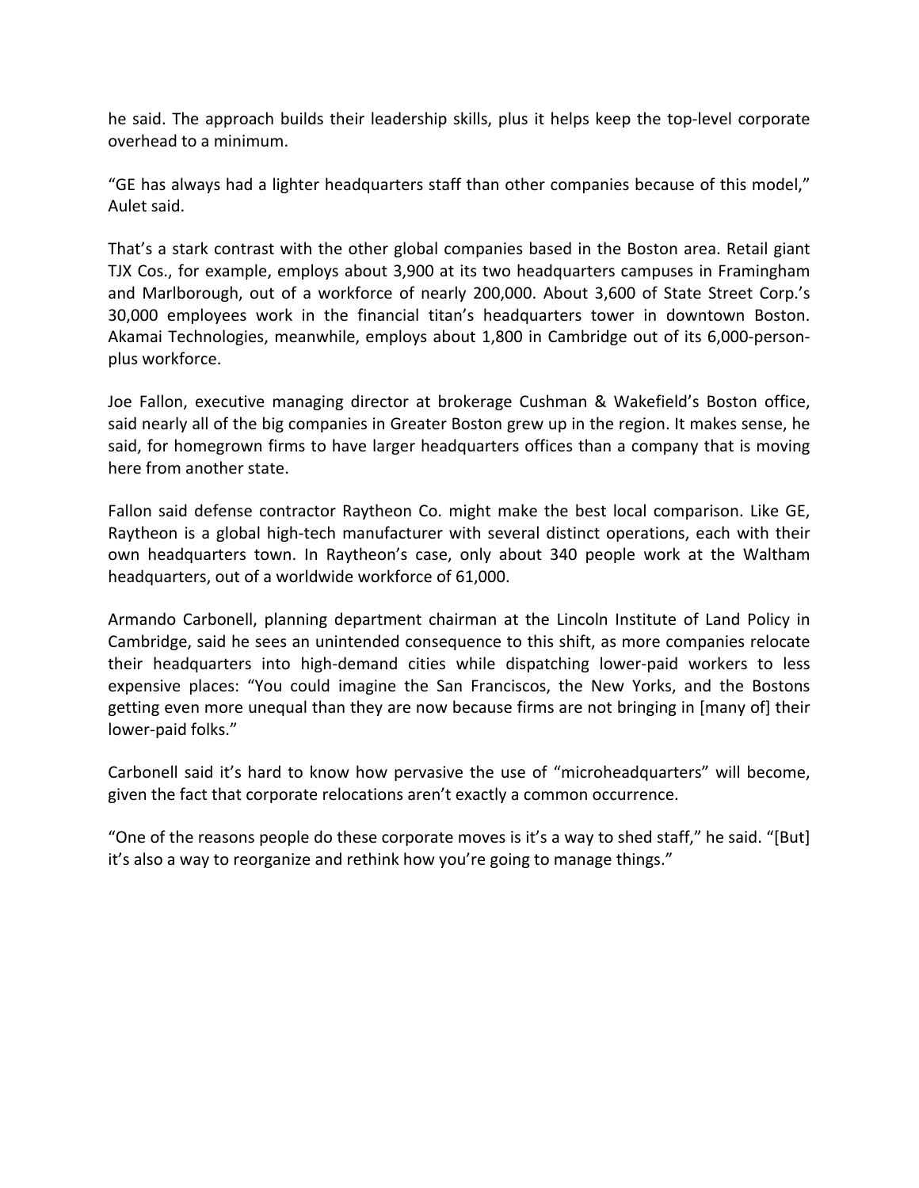he said. The approach builds their leadership skills, plus it helps keep the top-level corporate overhead to a minimum.

"GE has always had a lighter headquarters staff than other companies because of this model," Aulet said.

That's a stark contrast with the other global companies based in the Boston area. Retail giant TJX Cos., for example, employs about 3,900 at its two headquarters campuses in Framingham and Marlborough, out of a workforce of nearly 200,000. About 3,600 of State Street Corp.'s 30,000 employees work in the financial titan's headquarters tower in downtown Boston. Akamai Technologies, meanwhile, employs about 1,800 in Cambridge out of its 6,000-person-plus workforce.

Joe Fallon, executive managing director at brokerage Cushman & Wakefield's Boston office, said nearly all of the big companies in Greater Boston grew up in the region. It makes sense, he said, for homegrown firms to have larger headquarters offices than a company that is moving here from another state.

Fallon said defense contractor Raytheon Co. might make the best local comparison. Like GE, Raytheon is a global high-tech manufacturer with several distinct operations, each with their own headquarters town. In Raytheon's case, only about 340 people work at the Waltham headquarters, out of a worldwide workforce of 61,000.

Armando Carbonell, planning department chairman at the Lincoln Institute of Land Policy in Cambridge, said he sees an unintended consequence to this shift, as more companies relocate their headquarters into high-demand cities while dispatching lower-paid workers to less expensive places: "You could imagine the San Franciscos, the New Yorks, and the Bostons getting even more unequal than they are now because firms are not bringing in [many of] their lower-paid folks."

Carbonell said it's hard to know how pervasive the use of "microheadquarters" will become, given the fact that corporate relocations aren't exactly a common occurrence.

"One of the reasons people do these corporate moves is it's a way to shed staff," he said. "[But] it's also a way to reorganize and rethink how you're going to manage things."